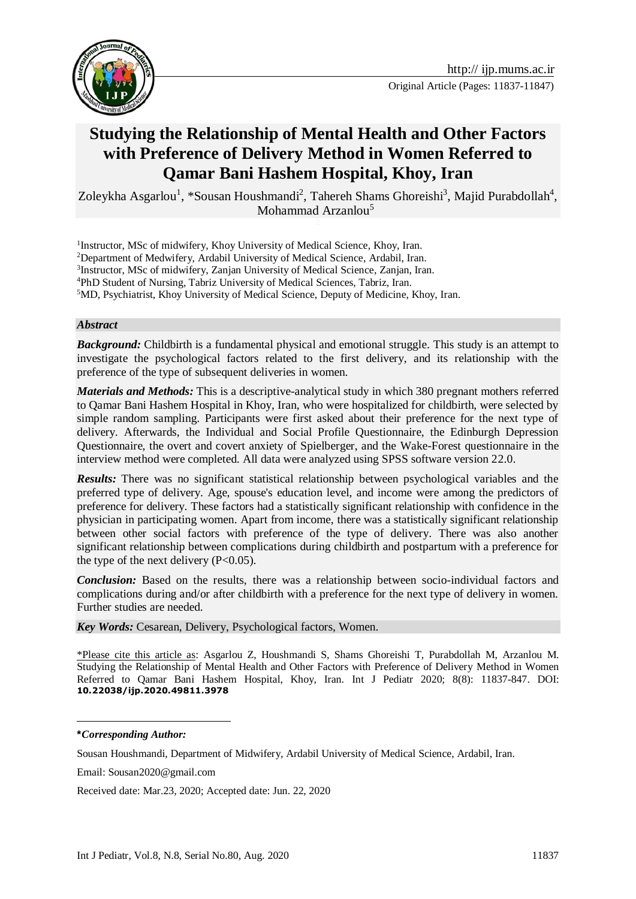Original Article (Pages: 11837-11847)

# Studying the Relationship of Mental Health and Other Factors with Preference of Delivery Method in Women Referred to Qamar Bani Hashem Hospital, Khoy, Iran

Zoleykha Asgarlou[1], *Sousan Houshmandi[2], Tahereh Shams Ghoreishi[3], Majid Purabdollah[4], Mohammad Arzanlou[5]

[1]Instructor, MSc of midwifery, Khoy University of Medical Science, Khoy, Iran.
[2]Department of Medwifery, Ardabil University of Medical Science, Ardabil, Iran.
[3]Instructor, MSc of midwifery, Zanjan University of Medical Science, Zanjan, Iran.
[4]PhD Student of Nursing, Tabriz University of Medical Sciences, Tabriz, Iran.
[5]MD, Psychiatrist, Khoy University of Medical Science, Deputy of Medicine, Khoy, Iran.

### *Abstract*

***Background:*** Childbirth is a fundamental physical and emotional struggle. This study is an attempt to investigate the psychological factors related to the first delivery, and its relationship with the preference of the type of subsequent deliveries in women.

***Materials and Methods:*** This is a descriptive-analytical study in which 380 pregnant mothers referred to Qamar Bani Hashem Hospital in Khoy, Iran, who were hospitalized for childbirth, were selected by simple random sampling. Participants were first asked about their preference for the next type of delivery. Afterwards, the Individual and Social Profile Questionnaire, the Edinburgh Depression Questionnaire, the overt and covert anxiety of Spielberger, and the Wake-Forest questionnaire in the interview method were completed. All data were analyzed using SPSS software version 22.0.

***Results:*** There was no significant statistical relationship between psychological variables and the preferred type of delivery. Age, spouse's education level, and income were among the predictors of preference for delivery. These factors had a statistically significant relationship with confidence in the physician in participating women. Apart from income, there was a statistically significant relationship between other social factors with preference of the type of delivery. There was also another significant relationship between complications during childbirth and postpartum with a preference for the type of the next delivery ($P<0.05$).

***Conclusion:*** Based on the results, there was a relationship between socio-individual factors and complications during and/or after childbirth with a preference for the next type of delivery in women. Further studies are needed.

***Key Words:*** Cesarean, Delivery, Psychological factors, Women.

\*Please cite this article as: Asgarlou Z, Houshmandi S, Shams Ghoreishi T, Purabdollah M, Arzanlou M. Studying the Relationship of Mental Health and Other Factors with Preference of Delivery Method in Women Referred to Qamar Bani Hashem Hospital, Khoy, Iran. Int J Pediatr 2020; 8(8): 11837-847. DOI: **10.22038/ijp.2020.49811.3978**

---

**\****Corresponding Author:***

Sousan Houshmandi, Department of Midwifery, Ardabil University of Medical Science, Ardabil, Iran.

Email: Sousan2020@gmail.com

Received date: Mar.23, 2020; Accepted date: Jun. 22, 2020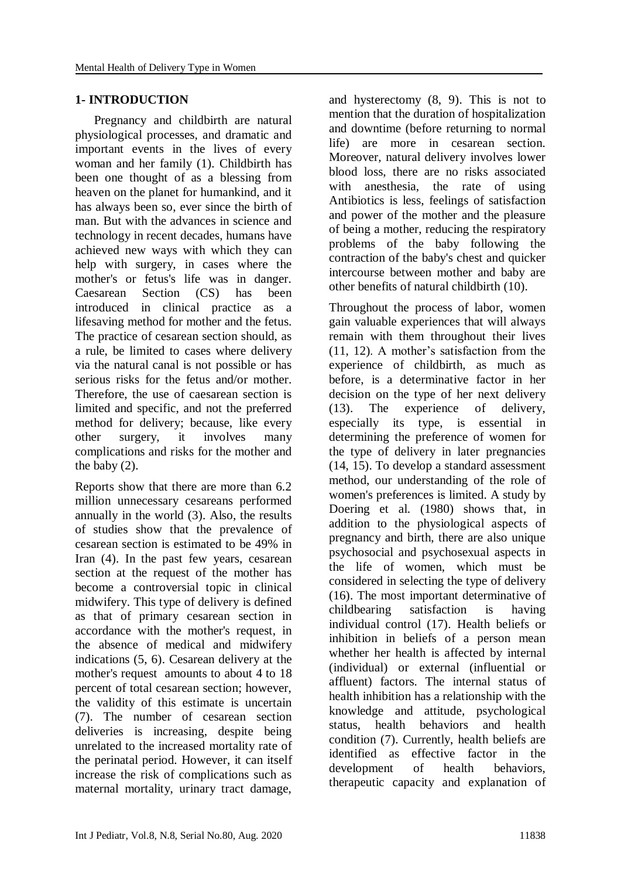## 1- INTRODUCTION

Pregnancy and childbirth are natural physiological processes, and dramatic and important events in the lives of every woman and her family (1). Childbirth has been one thought of as a blessing from heaven on the planet for humankind, and it has always been so, ever since the birth of man. But with the advances in science and technology in recent decades, humans have achieved new ways with which they can help with surgery, in cases where the mother's or fetus's life was in danger. Caesarean Section (CS) has been introduced in clinical practice as a lifesaving method for mother and the fetus. The practice of cesarean section should, as a rule, be limited to cases where delivery via the natural canal is not possible or has serious risks for the fetus and/or mother. Therefore, the use of caesarean section is limited and specific, and not the preferred method for delivery; because, like every other surgery, it involves many complications and risks for the mother and the baby (2).

Reports show that there are more than 6.2 million unnecessary cesareans performed annually in the world (3). Also, the results of studies show that the prevalence of cesarean section is estimated to be 49% in Iran (4). In the past few years, cesarean section at the request of the mother has become a controversial topic in clinical midwifery. This type of delivery is defined as that of primary cesarean section in accordance with the mother's request, in the absence of medical and midwifery indications (5, 6). Cesarean delivery at the mother's request amounts to about 4 to 18 percent of total cesarean section; however, the validity of this estimate is uncertain (7). The number of cesarean section deliveries is increasing, despite being unrelated to the increased mortality rate of the perinatal period. However, it can itself increase the risk of complications such as maternal mortality, urinary tract damage, and hysterectomy (8, 9). This is not to mention that the duration of hospitalization and downtime (before returning to normal life) are more in cesarean section. Moreover, natural delivery involves lower blood loss, there are no risks associated with anesthesia, the rate of using Antibiotics is less, feelings of satisfaction and power of the mother and the pleasure of being a mother, reducing the respiratory problems of the baby following the contraction of the baby's chest and quicker intercourse between mother and baby are other benefits of natural childbirth (10).

Throughout the process of labor, women gain valuable experiences that will always remain with them throughout their lives (11, 12). A mother's satisfaction from the experience of childbirth, as much as before, is a determinative factor in her decision on the type of her next delivery (13). The experience of delivery, especially its type, is essential in determining the preference of women for the type of delivery in later pregnancies (14, 15). To develop a standard assessment method, our understanding of the role of women's preferences is limited. A study by Doering et al. (1980) shows that, in addition to the physiological aspects of pregnancy and birth, there are also unique psychosocial and psychosexual aspects in the life of women, which must be considered in selecting the type of delivery (16). The most important determinative of childbearing satisfaction is having individual control (17). Health beliefs or inhibition in beliefs of a person mean whether her health is affected by internal (individual) or external (influential or affluent) factors. The internal status of health inhibition has a relationship with the knowledge and attitude, psychological status, health behaviors and health condition (7). Currently, health beliefs are identified as effective factor in the development of health behaviors, therapeutic capacity and explanation of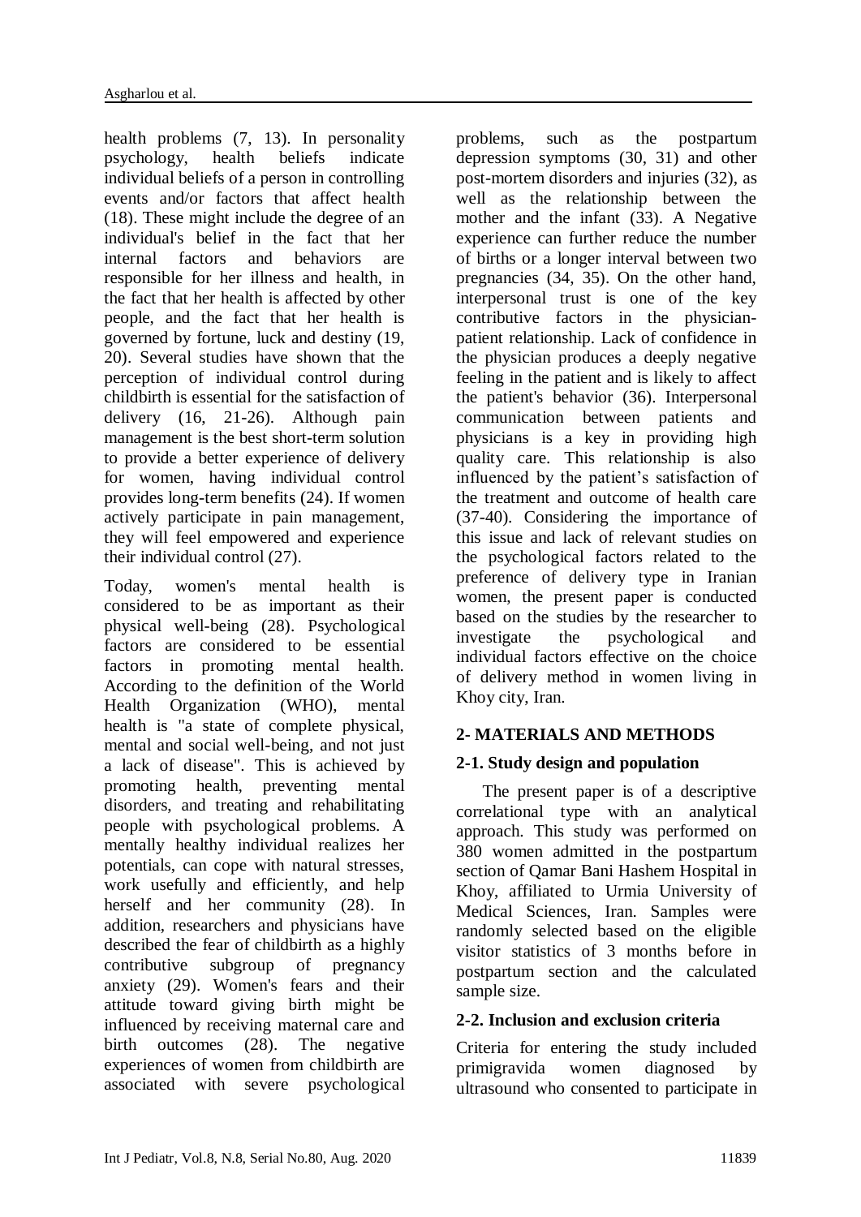health problems (7, 13). In personality psychology, health beliefs indicate individual beliefs of a person in controlling events and/or factors that affect health (18). These might include the degree of an individual's belief in the fact that her internal factors and behaviors are responsible for her illness and health, in the fact that her health is affected by other people, and the fact that her health is governed by fortune, luck and destiny (19, 20). Several studies have shown that the perception of individual control during childbirth is essential for the satisfaction of delivery (16, 21-26). Although pain management is the best short-term solution to provide a better experience of delivery for women, having individual control provides long-term benefits (24). If women actively participate in pain management, they will feel empowered and experience their individual control (27).

Today, women's mental health is considered to be as important as their physical well-being (28). Psychological factors are considered to be essential factors in promoting mental health. According to the definition of the World Health Organization (WHO), mental health is "a state of complete physical, mental and social well-being, and not just a lack of disease". This is achieved by promoting health, preventing mental disorders, and treating and rehabilitating people with psychological problems. A mentally healthy individual realizes her potentials, can cope with natural stresses, work usefully and efficiently, and help herself and her community (28). In addition, researchers and physicians have described the fear of childbirth as a highly contributive subgroup of pregnancy anxiety (29). Women's fears and their attitude toward giving birth might be influenced by receiving maternal care and birth outcomes (28). The negative experiences of women from childbirth are associated with severe psychological problems, such as the postpartum depression symptoms (30, 31) and other post-mortem disorders and injuries (32), as well as the relationship between the mother and the infant (33). A Negative experience can further reduce the number of births or a longer interval between two pregnancies (34, 35). On the other hand, interpersonal trust is one of the key contributive factors in the physician-patient relationship. Lack of confidence in the physician produces a deeply negative feeling in the patient and is likely to affect the patient's behavior (36). Interpersonal communication between patients and physicians is a key in providing high quality care. This relationship is also influenced by the patient's satisfaction of the treatment and outcome of health care (37-40). Considering the importance of this issue and lack of relevant studies on the psychological factors related to the preference of delivery type in Iranian women, the present paper is conducted based on the studies by the researcher to investigate the psychological and individual factors effective on the choice of delivery method in women living in Khoy city, Iran.

## 2- MATERIALS AND METHODS

### 2-1. Study design and population

The present paper is of a descriptive correlational type with an analytical approach. This study was performed on 380 women admitted in the postpartum section of Qamar Bani Hashem Hospital in Khoy, affiliated to Urmia University of Medical Sciences, Iran. Samples were randomly selected based on the eligible visitor statistics of 3 months before in postpartum section and the calculated sample size.

### 2-2. Inclusion and exclusion criteria

Criteria for entering the study included primigravida women diagnosed by ultrasound who consented to participate in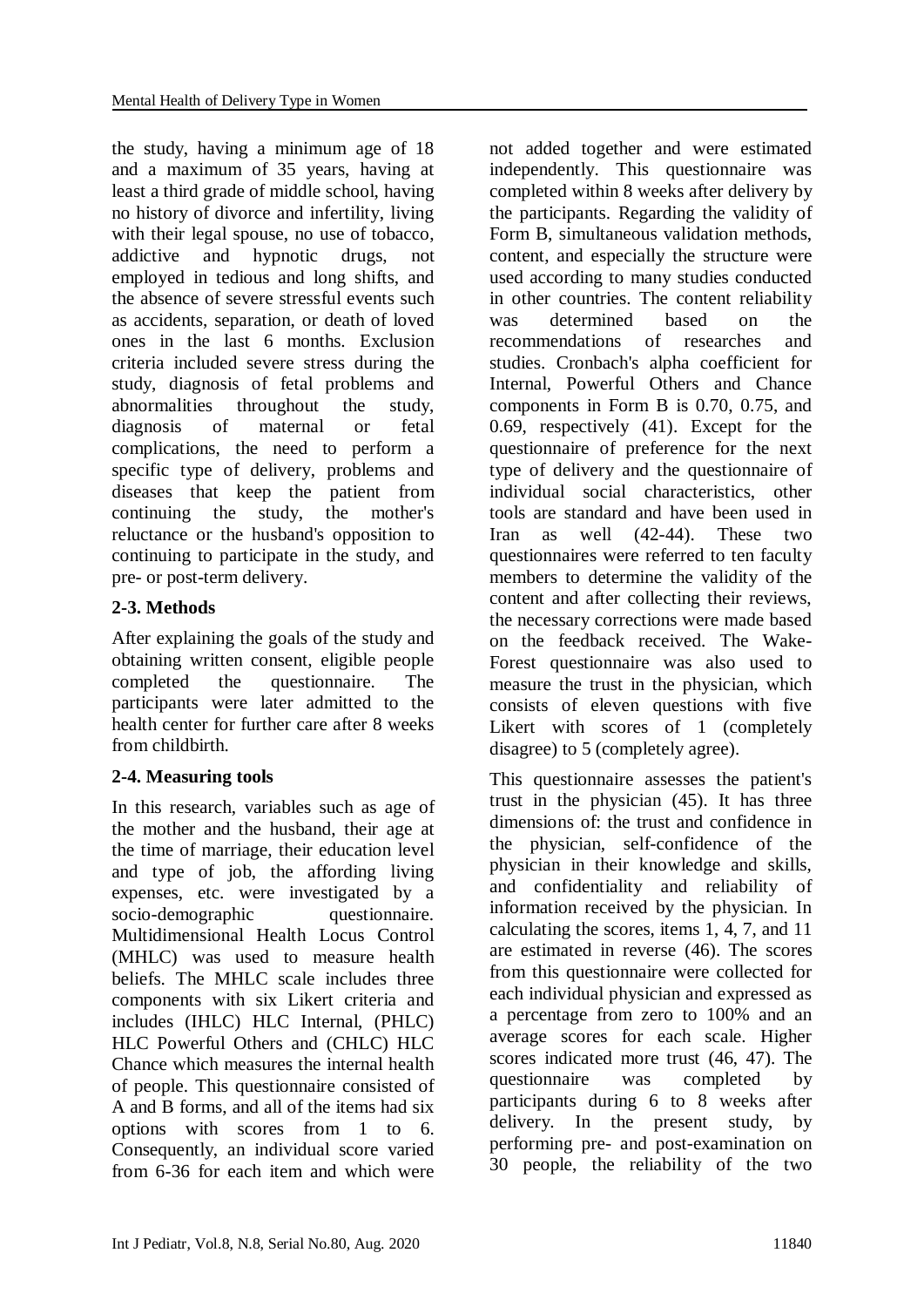the study, having a minimum age of 18 and a maximum of 35 years, having at least a third grade of middle school, having no history of divorce and infertility, living with their legal spouse, no use of tobacco, addictive and hypnotic drugs, not employed in tedious and long shifts, and the absence of severe stressful events such as accidents, separation, or death of loved ones in the last 6 months. Exclusion criteria included severe stress during the study, diagnosis of fetal problems and abnormalities throughout the study, diagnosis of maternal or fetal complications, the need to perform a specific type of delivery, problems and diseases that keep the patient from continuing the study, the mother's reluctance or the husband's opposition to continuing to participate in the study, and pre- or post-term delivery.

### 2-3. Methods

After explaining the goals of the study and obtaining written consent, eligible people completed the questionnaire. The participants were later admitted to the health center for further care after 8 weeks from childbirth.

### 2-4. Measuring tools

In this research, variables such as age of the mother and the husband, their age at the time of marriage, their education level and type of job, the affording living expenses, etc. were investigated by a socio-demographic questionnaire. Multidimensional Health Locus Control (MHLC) was used to measure health beliefs. The MHLC scale includes three components with six Likert criteria and includes (IHLC) HLC Internal, (PHLC) HLC Powerful Others and (CHLC) HLC Chance which measures the internal health of people. This questionnaire consisted of A and B forms, and all of the items had six options with scores from 1 to 6. Consequently, an individual score varied from 6-36 for each item and which were not added together and were estimated independently. This questionnaire was completed within 8 weeks after delivery by the participants. Regarding the validity of Form B, simultaneous validation methods, content, and especially the structure were used according to many studies conducted in other countries. The content reliability was determined based on the recommendations of researches and studies. Cronbach's alpha coefficient for Internal, Powerful Others and Chance components in Form B is 0.70, 0.75, and 0.69, respectively (41). Except for the questionnaire of preference for the next type of delivery and the questionnaire of individual social characteristics, other tools are standard and have been used in Iran as well (42-44). These two questionnaires were referred to ten faculty members to determine the validity of the content and after collecting their reviews, the necessary corrections were made based on the feedback received. The Wake-Forest questionnaire was also used to measure the trust in the physician, which consists of eleven questions with five Likert with scores of 1 (completely disagree) to 5 (completely agree).

This questionnaire assesses the patient's trust in the physician (45). It has three dimensions of: the trust and confidence in the physician, self-confidence of the physician in their knowledge and skills, and confidentiality and reliability of information received by the physician. In calculating the scores, items 1, 4, 7, and 11 are estimated in reverse (46). The scores from this questionnaire were collected for each individual physician and expressed as a percentage from zero to 100% and an average scores for each scale. Higher scores indicated more trust (46, 47). The questionnaire was completed by participants during 6 to 8 weeks after delivery. In the present study, by performing pre- and post-examination on 30 people, the reliability of the two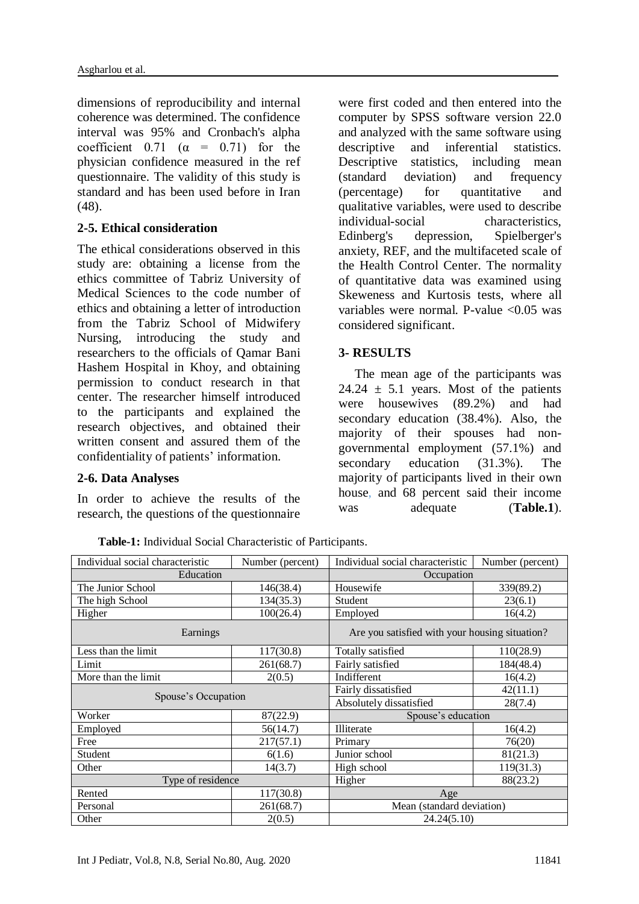dimensions of reproducibility and internal coherence was determined. The confidence interval was 95% and Cronbach's alpha coefficient 0.71 ($\alpha$ = 0.71) for the physician confidence measured in the ref questionnaire. The validity of this study is standard and has been used before in Iran (48).

### 2-5. Ethical consideration

The ethical considerations observed in this study are: obtaining a license from the ethics committee of Tabriz University of Medical Sciences to the code number of ethics and obtaining a letter of introduction from the Tabriz School of Midwifery Nursing, introducing the study and researchers to the officials of Qamar Bani Hashem Hospital in Khoy, and obtaining permission to conduct research in that center. The researcher himself introduced to the participants and explained the research objectives, and obtained their written consent and assured them of the confidentiality of patients' information.

### 2-6. Data Analyses

In order to achieve the results of the research, the questions of the questionnaire were first coded and then entered into the computer by SPSS software version 22.0 and analyzed with the same software using descriptive and inferential statistics. Descriptive statistics, including mean (standard deviation) and frequency (percentage) for quantitative and qualitative variables, were used to describe individual-social characteristics, Edinberg's depression, Spielberger's anxiety, REF, and the multifaceted scale of the Health Control Center. The normality of quantitative data was examined using Skeweness and Kurtosis tests, where all variables were normal. P-value <0.05 was considered significant.

## 3- RESULTS

The mean age of the participants was 24.24 ± 5.1 years. Most of the patients were housewives (89.2%) and had secondary education (38.4%). Also, the majority of their spouses had non-governmental employment (57.1%) and secondary education (31.3%). The majority of participants lived in their own house, and 68 percent said their income was adequate (**Table.1**).

**Table-1:** Individual Social Characteristic of Participants.

| Individual social characteristic | Number (percent) | Individual social characteristic | Number (percent) |
|---|---|---|---|
| Education | | Occupation | |
| The Junior School | 146(38.4) | Housewife | 339(89.2) |
| The high School | 134(35.3) | Student | 23(6.1) |
| Higher | 100(26.4) | Employed | 16(4.2) |
| Earnings | | Are you satisfied with your housing situation? | |
| Less than the limit | 117(30.8) | Totally satisfied | 110(28.9) |
| Limit | 261(68.7) | Fairly satisfied | 184(48.4) |
| More than the limit | 2(0.5) | Indifferent | 16(4.2) |
| Spouse's Occupation | | Fairly dissatisfied | 42(11.1) |
| | | Absolutely dissatisfied | 28(7.4) |
| Worker | 87(22.9) | Spouse's education | |
| Employed | 56(14.7) | Illiterate | 16(4.2) |
| Free | 217(57.1) | Primary | 76(20) |
| Student | 6(1.6) | Junior school | 81(21.3) |
| Other | 14(3.7) | High school | 119(31.3) |
| Type of residence | | Higher | 88(23.2) |
| Rented | 117(30.8) | Age | |
| Personal | 261(68.7) | Mean (standard deviation) | |
| Other | 2(0.5) | 24.24(5.10) | |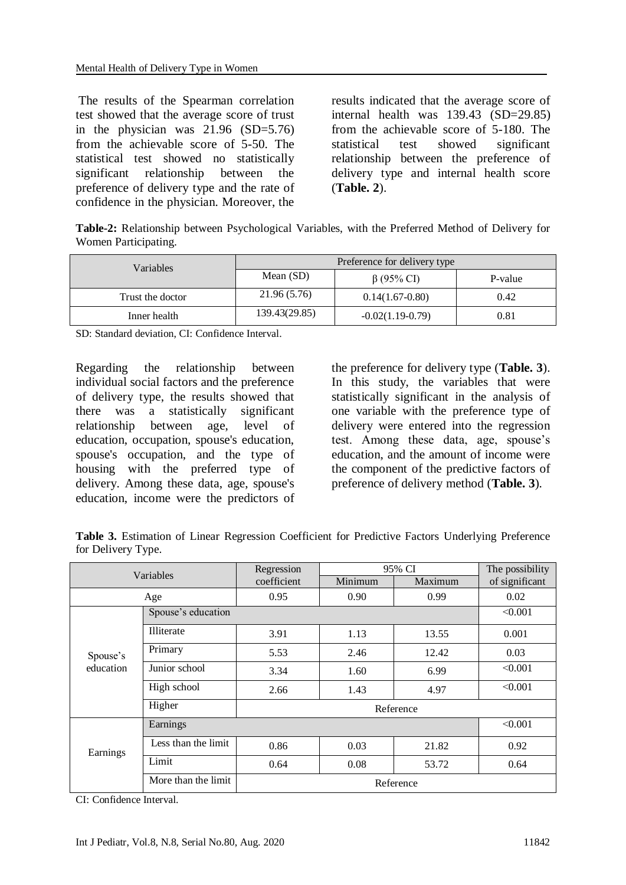The results of the Spearman correlation test showed that the average score of trust in the physician was 21.96 (SD=5.76) from the achievable score of 5-50. The statistical test showed no statistically significant relationship between the preference of delivery type and the rate of confidence in the physician. Moreover, the results indicated that the average score of internal health was 139.43 (SD=29.85) from the achievable score of 5-180. The statistical test showed significant relationship between the preference of delivery type and internal health score (**Table. 2**).

**Table-2:** Relationship between Psychological Variables, with the Preferred Method of Delivery for Women Participating.

| Variables | Preference for delivery type | | |
|---|---|---|---|
| | Mean (SD) | β (95% CI) | P-value |
| Trust the doctor | 21.96 (5.76) | 0.14(1.67-0.80) | 0.42 |
| Inner health | 139.43(29.85) | -0.02(1.19-0.79) | 0.81 |

SD: Standard deviation, CI: Confidence Interval.

Regarding the relationship between individual social factors and the preference of delivery type, the results showed that there was a statistically significant relationship between age, level of education, occupation, spouse's education, spouse's occupation, and the type of housing with the preferred type of delivery. Among these data, age, spouse's education, income were the predictors of the preference for delivery type (**Table. 3**). In this study, the variables that were statistically significant in the analysis of one variable with the preference type of delivery were entered into the regression test. Among these data, age, spouse's education, and the amount of income were the component of the predictive factors of preference of delivery method (**Table. 3**).

**Table 3.** Estimation of Linear Regression Coefficient for Predictive Factors Underlying Preference for Delivery Type.

| Variables | | Regression coefficient | 95% CI | | The possibility of significant |
|---|---|---|---|---|---|
| | | | Minimum | Maximum | |
| Age | | 0.95 | 0.90 | 0.99 | 0.02 |
| Spouse's education | Spouse's education | | | | <0.001 |
| | Illiterate | 3.91 | 1.13 | 13.55 | 0.001 |
| | Primary | 5.53 | 2.46 | 12.42 | 0.03 |
| | Junior school | 3.34 | 1.60 | 6.99 | <0.001 |
| | High school | 2.66 | 1.43 | 4.97 | <0.001 |
| | Higher | Reference | | | |
| Earnings | Earnings | | | | <0.001 |
| | Less than the limit | 0.86 | 0.03 | 21.82 | 0.92 |
| | Limit | 0.64 | 0.08 | 53.72 | 0.64 |
| | More than the limit | Reference | | | |

CI: Confidence Interval.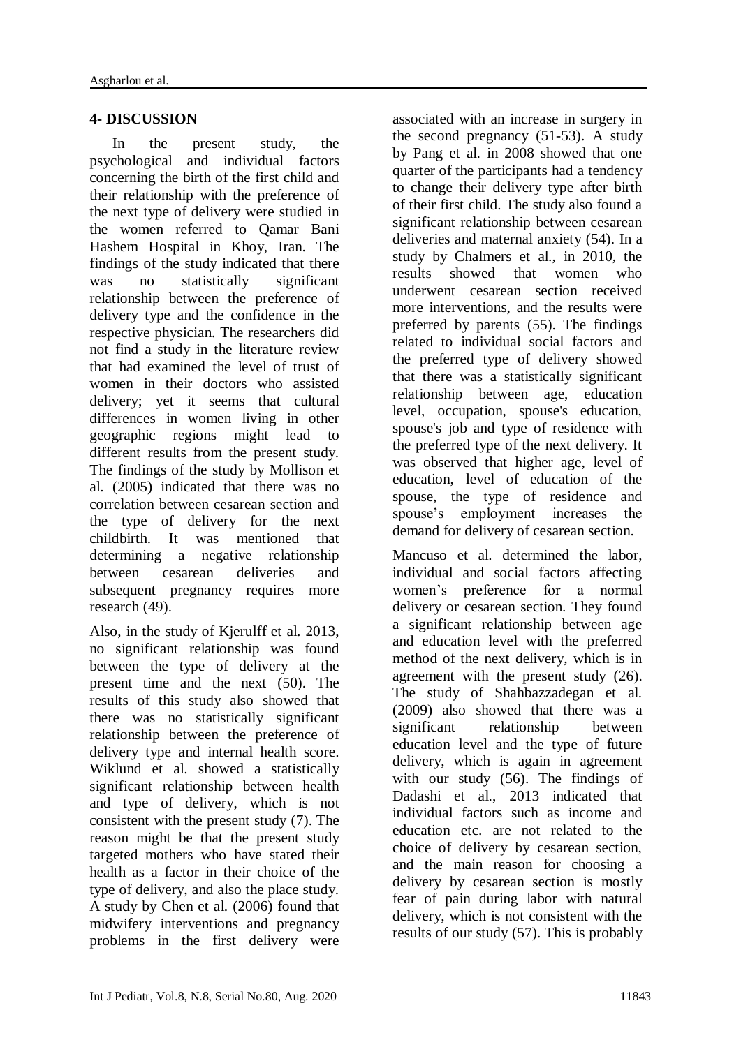## 4- DISCUSSION

In the present study, the psychological and individual factors concerning the birth of the first child and their relationship with the preference of the next type of delivery were studied in the women referred to Qamar Bani Hashem Hospital in Khoy, Iran. The findings of the study indicated that there was no statistically significant relationship between the preference of delivery type and the confidence in the respective physician. The researchers did not find a study in the literature review that had examined the level of trust of women in their doctors who assisted delivery; yet it seems that cultural differences in women living in other geographic regions might lead to different results from the present study. The findings of the study by Mollison et al. (2005) indicated that there was no correlation between cesarean section and the type of delivery for the next childbirth. It was mentioned that determining a negative relationship between cesarean deliveries and subsequent pregnancy requires more research (49).

Also, in the study of Kjerulff et al. 2013, no significant relationship was found between the type of delivery at the present time and the next (50). The results of this study also showed that there was no statistically significant relationship between the preference of delivery type and internal health score. Wiklund et al. showed a statistically significant relationship between health and type of delivery, which is not consistent with the present study (7). The reason might be that the present study targeted mothers who have stated their health as a factor in their choice of the type of delivery, and also the place study. A study by Chen et al. (2006) found that midwifery interventions and pregnancy problems in the first delivery were associated with an increase in surgery in the second pregnancy (51-53). A study by Pang et al. in 2008 showed that one quarter of the participants had a tendency to change their delivery type after birth of their first child. The study also found a significant relationship between cesarean deliveries and maternal anxiety (54). In a study by Chalmers et al., in 2010, the results showed that women who underwent cesarean section received more interventions, and the results were preferred by parents (55). The findings related to individual social factors and the preferred type of delivery showed that there was a statistically significant relationship between age, education level, occupation, spouse's education, spouse's job and type of residence with the preferred type of the next delivery. It was observed that higher age, level of education, level of education of the spouse, the type of residence and spouse's employment increases the demand for delivery of cesarean section.

Mancuso et al. determined the labor, individual and social factors affecting women's preference for a normal delivery or cesarean section. They found a significant relationship between age and education level with the preferred method of the next delivery, which is in agreement with the present study (26). The study of Shahbazzadegan et al. (2009) also showed that there was a significant relationship between education level and the type of future delivery, which is again in agreement with our study (56). The findings of Dadashi et al., 2013 indicated that individual factors such as income and education etc. are not related to the choice of delivery by cesarean section, and the main reason for choosing a delivery by cesarean section is mostly fear of pain during labor with natural delivery, which is not consistent with the results of our study (57). This is probably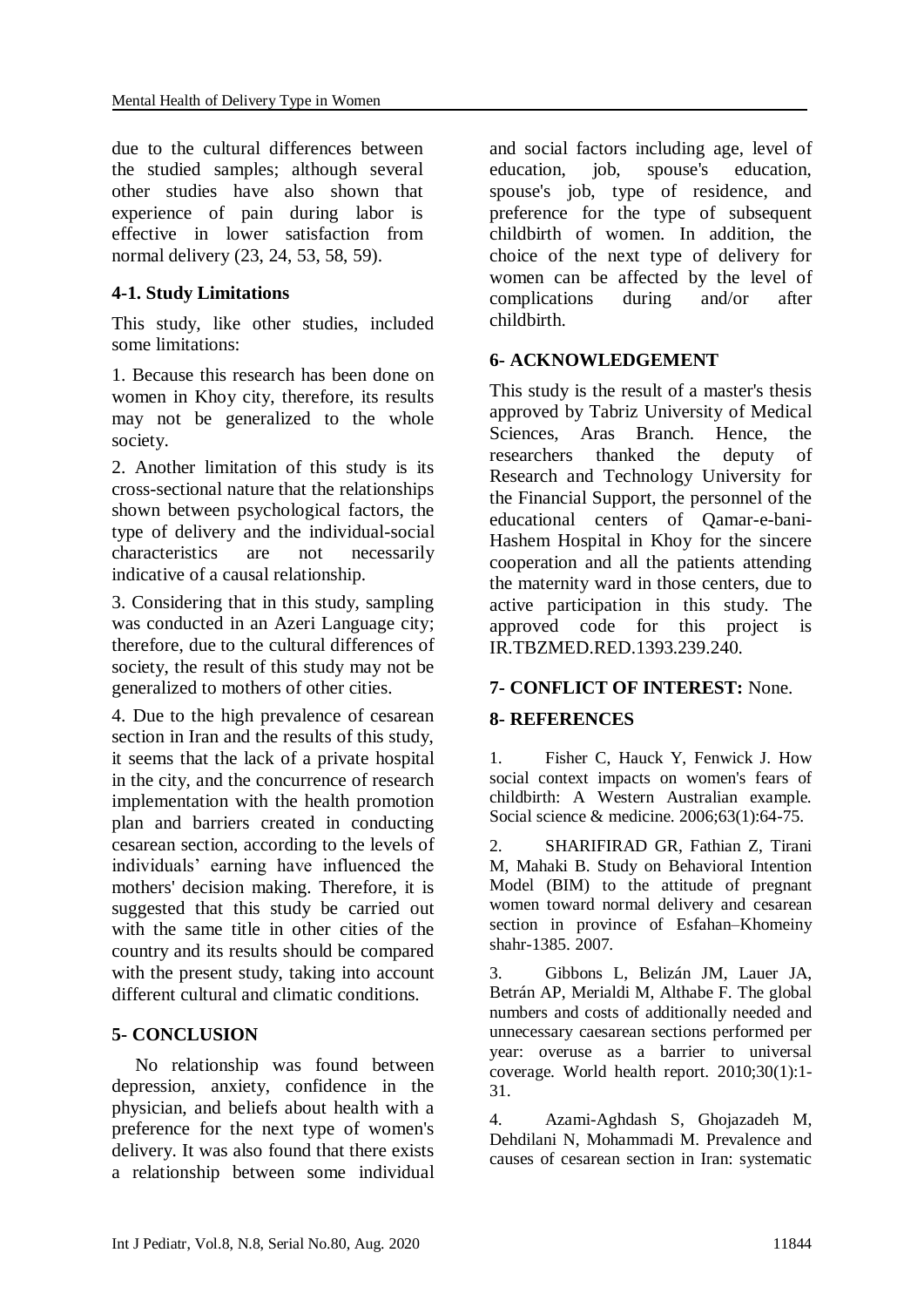due to the cultural differences between the studied samples; although several other studies have also shown that experience of pain during labor is effective in lower satisfaction from normal delivery (23, 24, 53, 58, 59).

### 4-1. Study Limitations

This study, like other studies, included some limitations:

1. Because this research has been done on women in Khoy city, therefore, its results may not be generalized to the whole society.

2. Another limitation of this study is its cross-sectional nature that the relationships shown between psychological factors, the type of delivery and the individual-social characteristics are not necessarily indicative of a causal relationship.

3. Considering that in this study, sampling was conducted in an Azeri Language city; therefore, due to the cultural differences of society, the result of this study may not be generalized to mothers of other cities.

4. Due to the high prevalence of cesarean section in Iran and the results of this study, it seems that the lack of a private hospital in the city, and the concurrence of research implementation with the health promotion plan and barriers created in conducting cesarean section, according to the levels of individuals' earning have influenced the mothers' decision making. Therefore, it is suggested that this study be carried out with the same title in other cities of the country and its results should be compared with the present study, taking into account different cultural and climatic conditions.

## 5- CONCLUSION

No relationship was found between depression, anxiety, confidence in the physician, and beliefs about health with a preference for the next type of women's delivery. It was also found that there exists a relationship between some individual and social factors including age, level of education, job, spouse's education, spouse's job, type of residence, and preference for the type of subsequent childbirth of women. In addition, the choice of the next type of delivery for women can be affected by the level of complications during and/or after childbirth.

## 6- ACKNOWLEDGEMENT

This study is the result of a master's thesis approved by Tabriz University of Medical Sciences, Aras Branch. Hence, the researchers thanked the deputy of Research and Technology University for the Financial Support, the personnel of the educational centers of Qamar-e-bani-Hashem Hospital in Khoy for the sincere cooperation and all the patients attending the maternity ward in those centers, due to active participation in this study. The approved code for this project is IR.TBZMED.RED.1393.239.240.

## 7- CONFLICT OF INTEREST: None.

## 8- REFERENCES

1. Fisher C, Hauck Y, Fenwick J. How social context impacts on women's fears of childbirth: A Western Australian example. Social science & medicine. 2006;63(1):64-75.

2. SHARIFIRAD GR, Fathian Z, Tirani M, Mahaki B. Study on Behavioral Intention Model (BIM) to the attitude of pregnant women toward normal delivery and cesarean section in province of Esfahan–Khomeiny shahr-1385. 2007.

3. Gibbons L, Belizán JM, Lauer JA, Betrán AP, Merialdi M, Althabe F. The global numbers and costs of additionally needed and unnecessary caesarean sections performed per year: overuse as a barrier to universal coverage. World health report. 2010;30(1):1-31.

4. Azami-Aghdash S, Ghojazadeh M, Dehdilani N, Mohammadi M. Prevalence and causes of cesarean section in Iran: systematic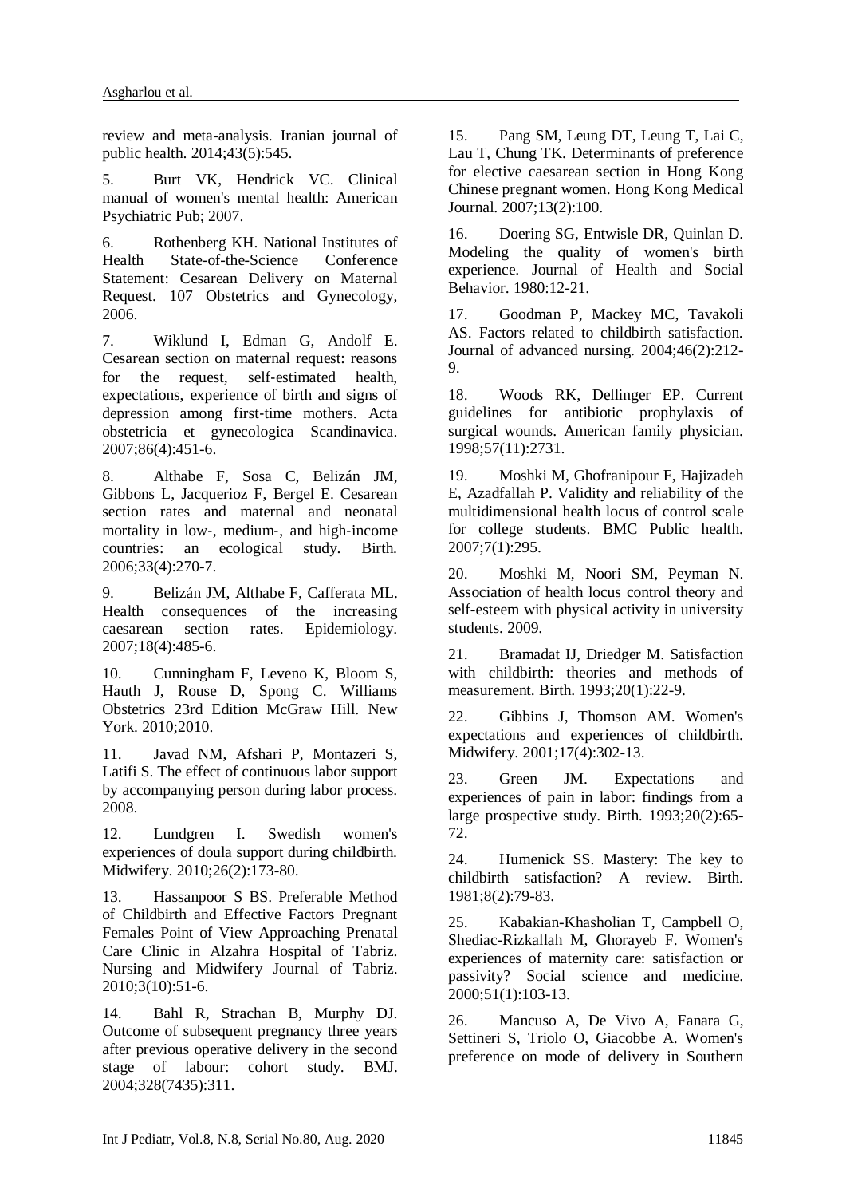review and meta-analysis. Iranian journal of public health. 2014;43(5):545.

5. Burt VK, Hendrick VC. Clinical manual of women's mental health: American Psychiatric Pub; 2007.

6. Rothenberg KH. National Institutes of Health State-of-the-Science Conference Statement: Cesarean Delivery on Maternal Request. 107 Obstetrics and Gynecology, 2006.

7. Wiklund I, Edman G, Andolf E. Cesarean section on maternal request: reasons for the request, self-estimated health, expectations, experience of birth and signs of depression among first-time mothers. Acta obstetricia et gynecologica Scandinavica. 2007;86(4):451-6.

8. Althabe F, Sosa C, Belizán JM, Gibbons L, Jacquerioz F, Bergel E. Cesarean section rates and maternal and neonatal mortality in low-, medium-, and high-income countries: an ecological study. Birth. 2006;33(4):270-7.

9. Belizán JM, Althabe F, Cafferata ML. Health consequences of the increasing caesarean section rates. Epidemiology. 2007;18(4):485-6.

10. Cunningham F, Leveno K, Bloom S, Hauth J, Rouse D, Spong C. Williams Obstetrics 23rd Edition McGraw Hill. New York. 2010;2010.

11. Javad NM, Afshari P, Montazeri S, Latifi S. The effect of continuous labor support by accompanying person during labor process. 2008.

12. Lundgren I. Swedish women's experiences of doula support during childbirth. Midwifery. 2010;26(2):173-80.

13. Hassanpoor S BS. Preferable Method of Childbirth and Effective Factors Pregnant Females Point of View Approaching Prenatal Care Clinic in Alzahra Hospital of Tabriz. Nursing and Midwifery Journal of Tabriz. 2010;3(10):51-6.

14. Bahl R, Strachan B, Murphy DJ. Outcome of subsequent pregnancy three years after previous operative delivery in the second stage of labour: cohort study. BMJ. 2004;328(7435):311.

15. Pang SM, Leung DT, Leung T, Lai C, Lau T, Chung TK. Determinants of preference for elective caesarean section in Hong Kong Chinese pregnant women. Hong Kong Medical Journal. 2007;13(2):100.

16. Doering SG, Entwisle DR, Quinlan D. Modeling the quality of women's birth experience. Journal of Health and Social Behavior. 1980:12-21.

17. Goodman P, Mackey MC, Tavakoli AS. Factors related to childbirth satisfaction. Journal of advanced nursing. 2004;46(2):212-9.

18. Woods RK, Dellinger EP. Current guidelines for antibiotic prophylaxis of surgical wounds. American family physician. 1998;57(11):2731.

19. Moshki M, Ghofranipour F, Hajizadeh E, Azadfallah P. Validity and reliability of the multidimensional health locus of control scale for college students. BMC Public health. 2007;7(1):295.

20. Moshki M, Noori SM, Peyman N. Association of health locus control theory and self-esteem with physical activity in university students. 2009.

21. Bramadat IJ, Driedger M. Satisfaction with childbirth: theories and methods of measurement. Birth. 1993;20(1):22-9.

22. Gibbins J, Thomson AM. Women's expectations and experiences of childbirth. Midwifery. 2001;17(4):302-13.

23. Green JM. Expectations and experiences of pain in labor: findings from a large prospective study. Birth. 1993;20(2):65-72.

24. Humenick SS. Mastery: The key to childbirth satisfaction? A review. Birth. 1981;8(2):79-83.

25. Kabakian-Khasholian T, Campbell O, Shediac-Rizkallah M, Ghorayeb F. Women's experiences of maternity care: satisfaction or passivity? Social science and medicine. 2000;51(1):103-13.

26. Mancuso A, De Vivo A, Fanara G, Settineri S, Triolo O, Giacobbe A. Women's preference on mode of delivery in Southern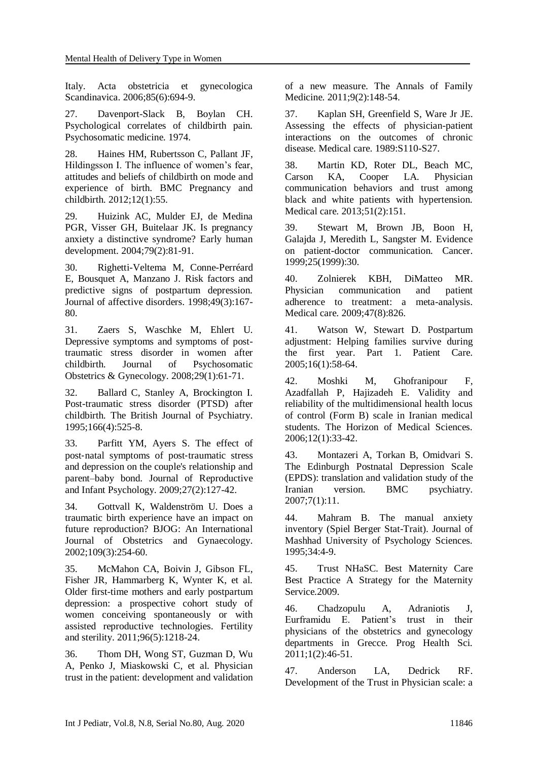Italy. Acta obstetricia et gynecologica Scandinavica. 2006;85(6):694-9.

27. Davenport-Slack B, Boylan CH. Psychological correlates of childbirth pain. Psychosomatic medicine. 1974.

28. Haines HM, Rubertsson C, Pallant JF, Hildingsson I. The influence of women's fear, attitudes and beliefs of childbirth on mode and experience of birth. BMC Pregnancy and childbirth. 2012;12(1):55.

29. Huizink AC, Mulder EJ, de Medina PGR, Visser GH, Buitelaar JK. Is pregnancy anxiety a distinctive syndrome? Early human development. 2004;79(2):81-91.

30. Righetti-Veltema M, Conne-Perréard E, Bousquet A, Manzano J. Risk factors and predictive signs of postpartum depression. Journal of affective disorders. 1998;49(3):167-80.

31. Zaers S, Waschke M, Ehlert U. Depressive symptoms and symptoms of post-traumatic stress disorder in women after childbirth. Journal of Psychosomatic Obstetrics & Gynecology. 2008;29(1):61-71.

32. Ballard C, Stanley A, Brockington I. Post-traumatic stress disorder (PTSD) after childbirth. The British Journal of Psychiatry. 1995;166(4):525-8.

33. Parfitt YM, Ayers S. The effect of post-natal symptoms of post-traumatic stress and depression on the couple's relationship and parent–baby bond. Journal of Reproductive and Infant Psychology. 2009;27(2):127-42.

34. Gottvall K, Waldenström U. Does a traumatic birth experience have an impact on future reproduction? BJOG: An International Journal of Obstetrics and Gynaecology. 2002;109(3):254-60.

35. McMahon CA, Boivin J, Gibson FL, Fisher JR, Hammarberg K, Wynter K, et al. Older first-time mothers and early postpartum depression: a prospective cohort study of women conceiving spontaneously or with assisted reproductive technologies. Fertility and sterility. 2011;96(5):1218-24.

36. Thom DH, Wong ST, Guzman D, Wu A, Penko J, Miaskowski C, et al. Physician trust in the patient: development and validation of a new measure. The Annals of Family Medicine. 2011;9(2):148-54.

37. Kaplan SH, Greenfield S, Ware Jr JE. Assessing the effects of physician-patient interactions on the outcomes of chronic disease. Medical care. 1989:S110-S27.

38. Martin KD, Roter DL, Beach MC, Carson KA, Cooper LA. Physician communication behaviors and trust among black and white patients with hypertension. Medical care. 2013;51(2):151.

39. Stewart M, Brown JB, Boon H, Galajda J, Meredith L, Sangster M. Evidence on patient-doctor communication. Cancer. 1999;25(1999):30.

40. Zolnierek KBH, DiMatteo MR. Physician communication and patient adherence to treatment: a meta-analysis. Medical care. 2009;47(8):826.

41. Watson W, Stewart D. Postpartum adjustment: Helping families survive during the first year. Part 1. Patient Care. 2005;16(1):58-64.

42. Moshki M, Ghofranipour F, Azadfallah P, Hajizadeh E. Validity and reliability of the multidimensional health locus of control (Form B) scale in Iranian medical students. The Horizon of Medical Sciences. 2006;12(1):33-42.

43. Montazeri A, Torkan B, Omidvari S. The Edinburgh Postnatal Depression Scale (EPDS): translation and validation study of the Iranian version. BMC psychiatry. 2007;7(1):11.

44. Mahram B. The manual anxiety inventory (Spiel Berger Stat-Trait). Journal of Mashhad University of Psychology Sciences. 1995;34:4-9.

45. Trust NHaSC. Best Maternity Care Best Practice A Strategy for the Maternity Service.2009.

46. Chadzopulu A, Adraniotis J, Eurframidu E. Patient's trust in their physicians of the obstetrics and gynecology departments in Grecce. Prog Health Sci. 2011;1(2):46-51.

47. Anderson LA, Dedrick RF. Development of the Trust in Physician scale: a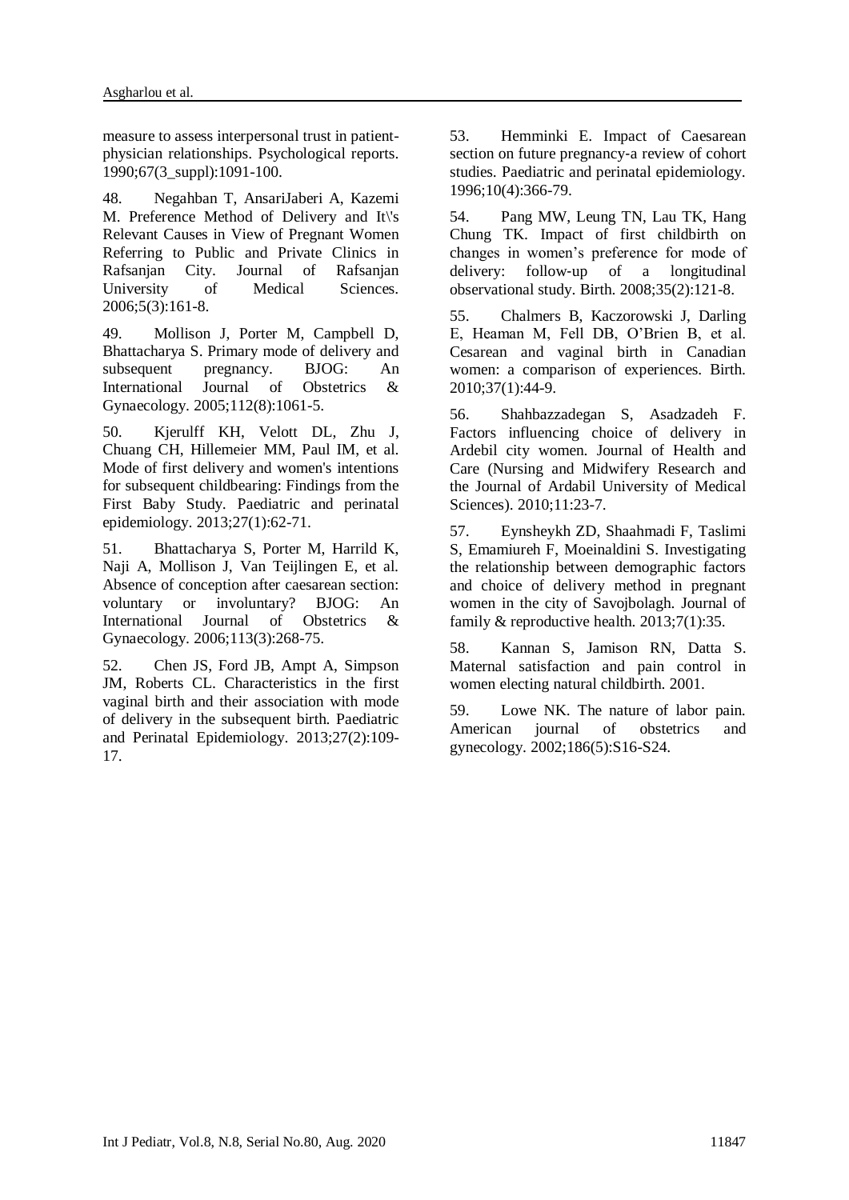measure to assess interpersonal trust in patient-physician relationships. Psychological reports. 1990;67(3_suppl):1091-100.

48. Negahban T, AnsariJaberi A, Kazemi M. Preference Method of Delivery and It\'s Relevant Causes in View of Pregnant Women Referring to Public and Private Clinics in Rafsanjan City. Journal of Rafsanjan University of Medical Sciences. 2006;5(3):161-8.

49. Mollison J, Porter M, Campbell D, Bhattacharya S. Primary mode of delivery and subsequent pregnancy. BJOG: An International Journal of Obstetrics & Gynaecology. 2005;112(8):1061-5.

50. Kjerulff KH, Velott DL, Zhu J, Chuang CH, Hillemeier MM, Paul IM, et al. Mode of first delivery and women's intentions for subsequent childbearing: Findings from the First Baby Study. Paediatric and perinatal epidemiology. 2013;27(1):62-71.

51. Bhattacharya S, Porter M, Harrild K, Naji A, Mollison J, Van Teijlingen E, et al. Absence of conception after caesarean section: voluntary or involuntary? BJOG: An International Journal of Obstetrics & Gynaecology. 2006;113(3):268-75.

52. Chen JS, Ford JB, Ampt A, Simpson JM, Roberts CL. Characteristics in the first vaginal birth and their association with mode of delivery in the subsequent birth. Paediatric and Perinatal Epidemiology. 2013;27(2):109-17.

53. Hemminki E. Impact of Caesarean section on future pregnancy-a review of cohort studies. Paediatric and perinatal epidemiology. 1996;10(4):366-79.

54. Pang MW, Leung TN, Lau TK, Hang Chung TK. Impact of first childbirth on changes in women's preference for mode of delivery: follow-up of a longitudinal observational study. Birth. 2008;35(2):121-8.

55. Chalmers B, Kaczorowski J, Darling E, Heaman M, Fell DB, O'Brien B, et al. Cesarean and vaginal birth in Canadian women: a comparison of experiences. Birth. 2010;37(1):44-9.

56. Shahbazzadegan S, Asadzadeh F. Factors influencing choice of delivery in Ardebil city women. Journal of Health and Care (Nursing and Midwifery Research and the Journal of Ardabil University of Medical Sciences). 2010;11:23-7.

57. Eynsheykh ZD, Shaahmadi F, Taslimi S, Emamiureh F, Moeinaldini S. Investigating the relationship between demographic factors and choice of delivery method in pregnant women in the city of Savojbolagh. Journal of family & reproductive health. 2013;7(1):35.

58. Kannan S, Jamison RN, Datta S. Maternal satisfaction and pain control in women electing natural childbirth. 2001.

59. Lowe NK. The nature of labor pain. American journal of obstetrics and gynecology. 2002;186(5):S16-S24.